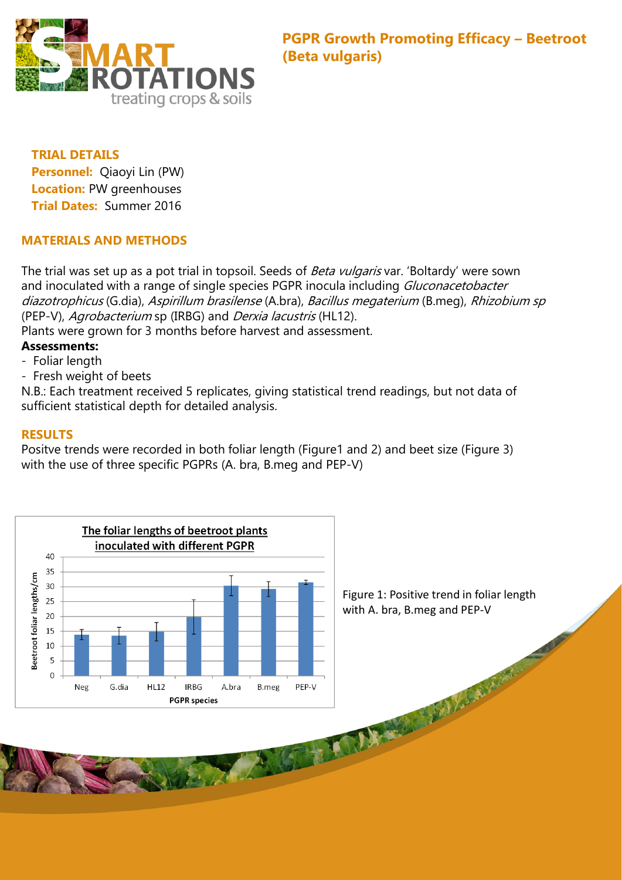# PGPR Growth Promoting Efficacy – Beetroot (Beta vulgaris)

**TRIAL DETAILS**

**Personnel:** Qiaoyi Lin (PW)
**Location:** PW greenhouses
**Trial Dates:** Summer 2016

## MATERIALS AND METHODS

The trial was set up as a pot trial in topsoil. Seeds of *Beta vulgaris* var. 'Boltardy' were sown and inoculated with a range of single species PGPR inocula including *Gluconacetobacter diazotrophicus* (G.dia), *Aspirillum brasilense* (A.bra), *Bacillus megaterium* (B.meg), *Rhizobium sp* (PEP-V), *Agrobacterium* sp (IRBG) and *Derxia lacustris* (HL12).
Plants were grown for 3 months before harvest and assessment.

**Assessments:**

- Foliar length
- Fresh weight of beets

N.B.: Each treatment received 5 replicates, giving statistical trend readings, but not data of sufficient statistical depth for detailed analysis.

## RESULTS

Positve trends were recorded in both foliar length (Figure1 and 2) and beet size (Figure 3) with the use of three specific PGPRs (A. bra, B.meg and PEP-V)

Figure 1: Positive trend in foliar length with A. bra, B.meg and PEP-V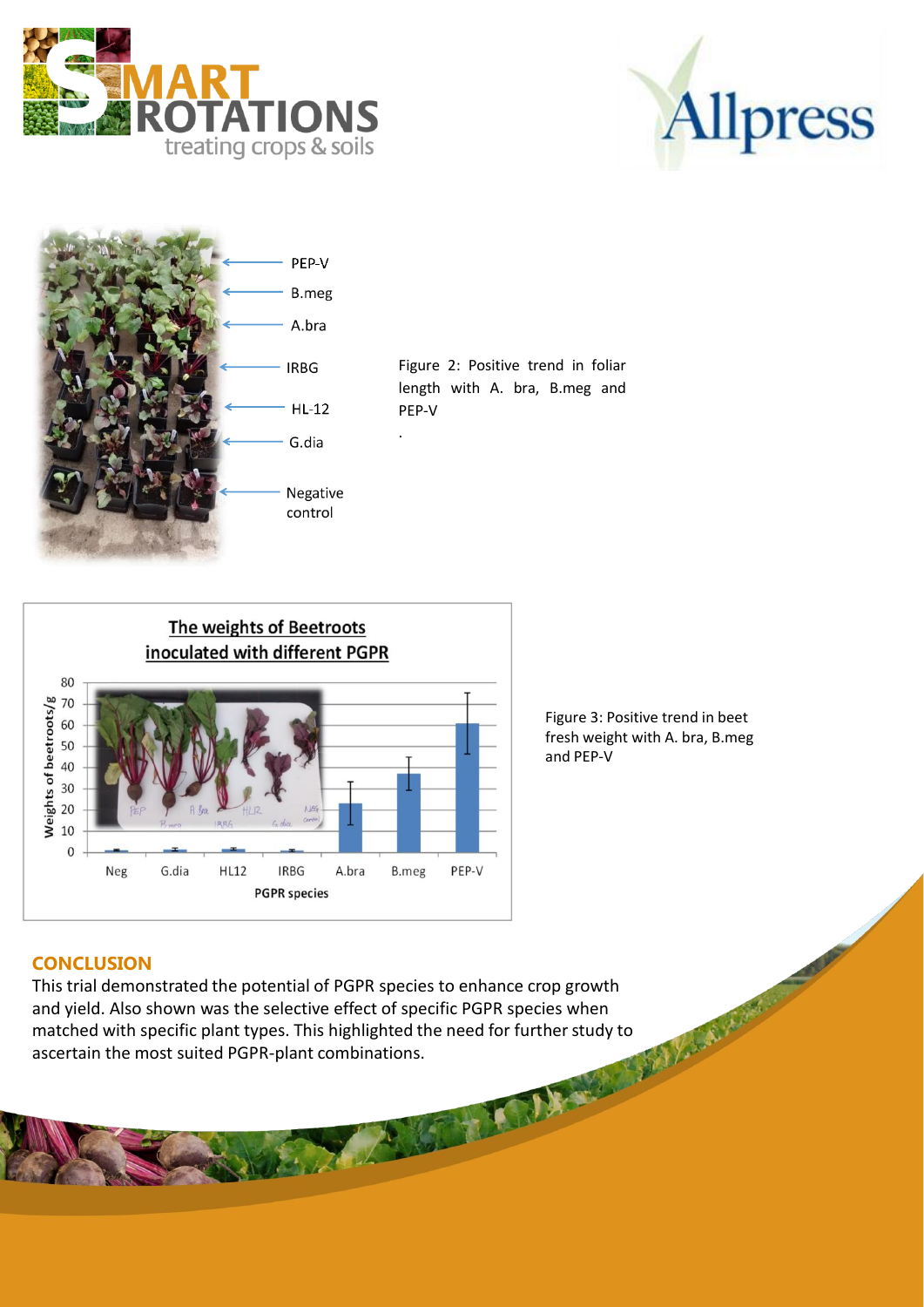PEP-V

B.meg

A.bra

IRBG

HL-12

G.dia

Negative control

Figure 2: Positive trend in foliar length with A. bra, B.meg and PEP-V

.

The weights of Beetroots inoculated with different PGPR

Weights of beetroots/g

80
70
60
50
40
30
20
10
0

Neg G.dia HL12 IRBG A.bra B.meg PEP-V

PGPR species

Figure 3: Positive trend in beet fresh weight with A. bra, B.meg and PEP-V

## CONCLUSION

This trial demonstrated the potential of PGPR species to enhance crop growth and yield. Also shown was the selective effect of specific PGPR species when matched with specific plant types. This highlighted the need for further study to ascertain the most suited PGPR-plant combinations.